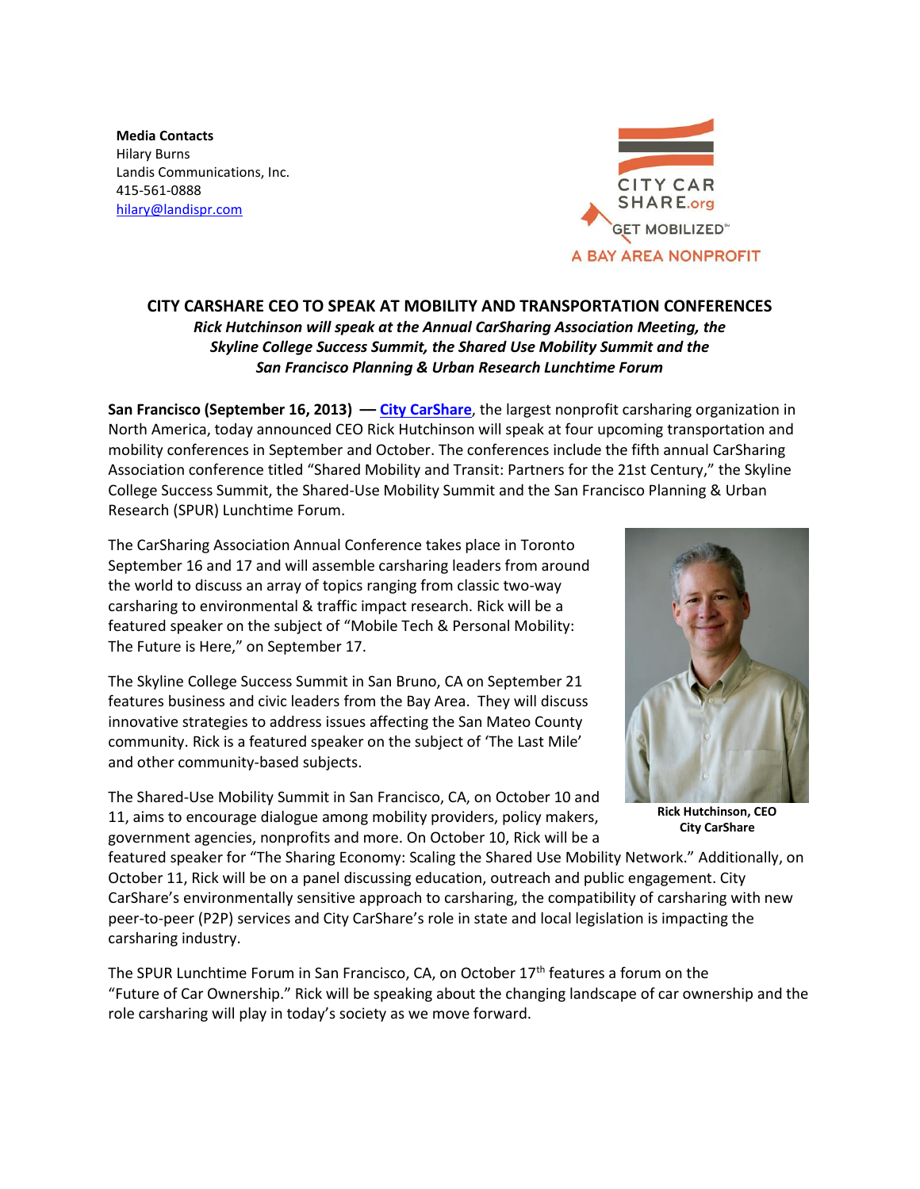**Media Contacts**
Hilary Burns
Landis Communications, Inc.
415-561-0888
hilary@landispr.com

CITY CAR SHARE.org
GET MOBILIZED℠
A BAY AREA NONPROFIT

# CITY CARSHARE CEO TO SPEAK AT MOBILITY AND TRANSPORTATION CONFERENCES

***Rick Hutchinson will speak at the Annual CarSharing Association Meeting, the Skyline College Success Summit, the Shared Use Mobility Summit and the San Francisco Planning & Urban Research Lunchtime Forum***

**San Francisco (September 16, 2013) —** City CarShare, the largest nonprofit carsharing organization in North America, today announced CEO Rick Hutchinson will speak at four upcoming transportation and mobility conferences in September and October. The conferences include the fifth annual CarSharing Association conference titled "Shared Mobility and Transit: Partners for the 21st Century," the Skyline College Success Summit, the Shared-Use Mobility Summit and the San Francisco Planning & Urban Research (SPUR) Lunchtime Forum.

The CarSharing Association Annual Conference takes place in Toronto September 16 and 17 and will assemble carsharing leaders from around the world to discuss an array of topics ranging from classic two-way carsharing to environmental & traffic impact research. Rick will be a featured speaker on the subject of "Mobile Tech & Personal Mobility: The Future is Here," on September 17.

The Skyline College Success Summit in San Bruno, CA on September 21 features business and civic leaders from the Bay Area. They will discuss innovative strategies to address issues affecting the San Mateo County community. Rick is a featured speaker on the subject of 'The Last Mile' and other community-based subjects.

**Rick Hutchinson, CEO**
**City CarShare**

The Shared-Use Mobility Summit in San Francisco, CA, on October 10 and 11, aims to encourage dialogue among mobility providers, policy makers, government agencies, nonprofits and more. On October 10, Rick will be a featured speaker for "The Sharing Economy: Scaling the Shared Use Mobility Network." Additionally, on October 11, Rick will be on a panel discussing education, outreach and public engagement. City CarShare's environmentally sensitive approach to carsharing, the compatibility of carsharing with new peer-to-peer (P2P) services and City CarShare's role in state and local legislation is impacting the carsharing industry.

The SPUR Lunchtime Forum in San Francisco, CA, on October 17th features a forum on the "Future of Car Ownership." Rick will be speaking about the changing landscape of car ownership and the role carsharing will play in today's society as we move forward.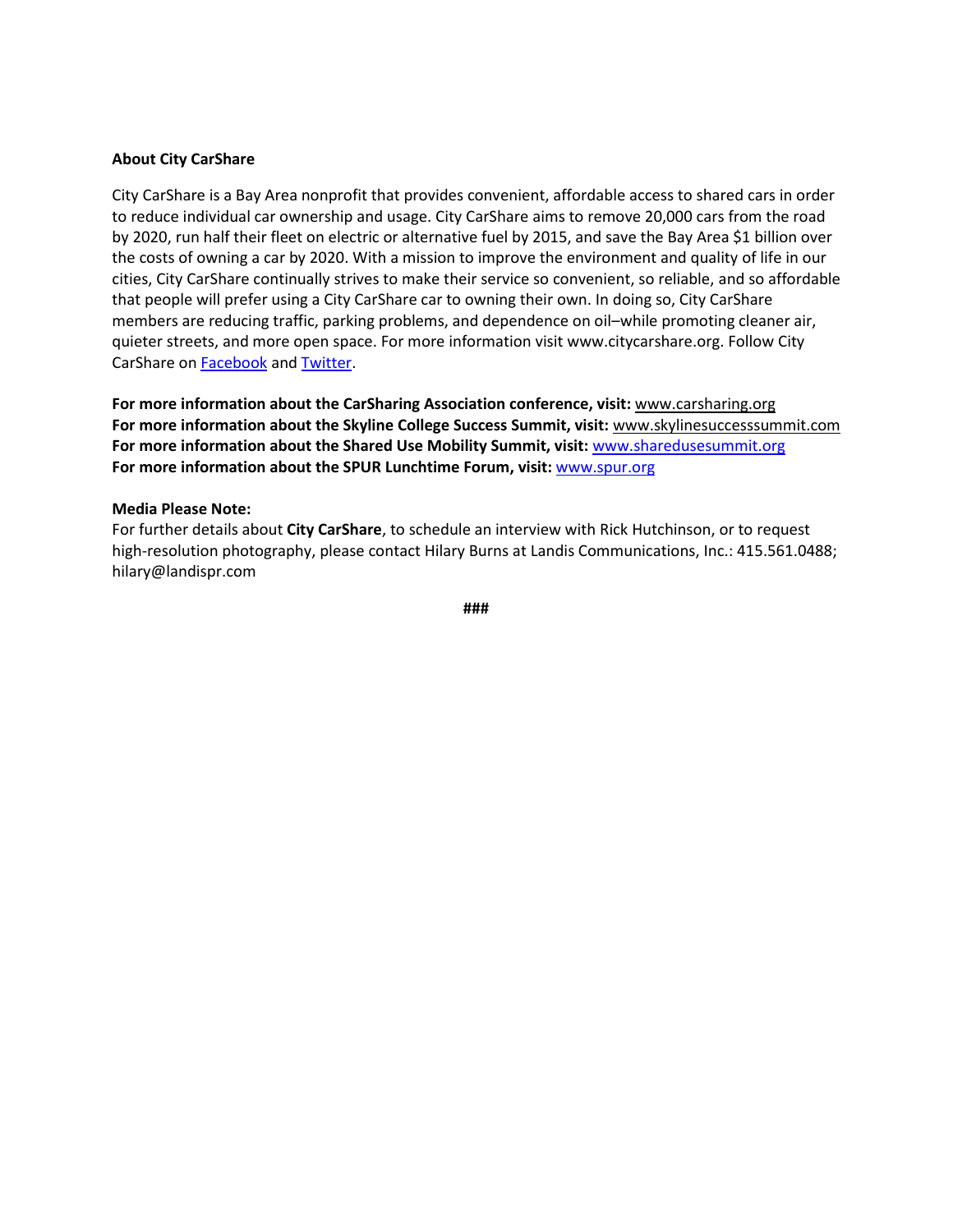**About City CarShare**

City CarShare is a Bay Area nonprofit that provides convenient, affordable access to shared cars in order to reduce individual car ownership and usage. City CarShare aims to remove 20,000 cars from the road by 2020, run half their fleet on electric or alternative fuel by 2015, and save the Bay Area $1 billion over the costs of owning a car by 2020. With a mission to improve the environment and quality of life in our cities, City CarShare continually strives to make their service so convenient, so reliable, and so affordable that people will prefer using a City CarShare car to owning their own. In doing so, City CarShare members are reducing traffic, parking problems, and dependence on oil–while promoting cleaner air, quieter streets, and more open space. For more information visit www.citycarshare.org. Follow City CarShare on Facebook and Twitter.

**For more information about the CarSharing Association conference, visit:** www.carsharing.org
**For more information about the Skyline College Success Summit, visit:** www.skylinesuccesssummit.com
**For more information about the Shared Use Mobility Summit, visit:** www.sharedusesummit.org
**For more information about the SPUR Lunchtime Forum, visit:** www.spur.org

**Media Please Note:**
For further details about **City CarShare**, to schedule an interview with Rick Hutchinson, or to request high-resolution photography, please contact Hilary Burns at Landis Communications, Inc.: 415.561.0488; hilary@landispr.com

###